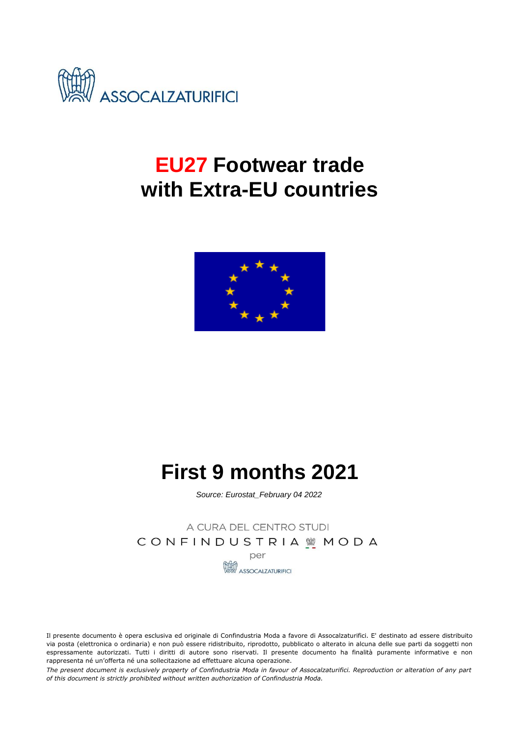ASSOCALZATURIFICI

# EU27 Footwear trade with Extra-EU countries

# First 9 months 2021

*Source: Eurostat_February 04 2022*

A CURA DEL CENTRO STUDI
CONFINDUSTRIA MODA
per
ASSOCALZATURIFICI

Il presente documento è opera esclusiva ed originale di Confindustria Moda a favore di Assocalzaturifici. E' destinato ad essere distribuito via posta (elettronica o ordinaria) e non può essere ridistribuito, riprodotto, pubblicato o alterato in alcuna delle sue parti da soggetti non espressamente autorizzati. Tutti i diritti di autore sono riservati. Il presente documento ha finalità puramente informative e non rappresenta né un'offerta né una sollecitazione ad effettuare alcuna operazione.

*The present document is exclusively property of Confindustria Moda in favour of Assocalzaturifici. Reproduction or alteration of any part of this document is strictly prohibited without written authorization of Confindustria Moda.*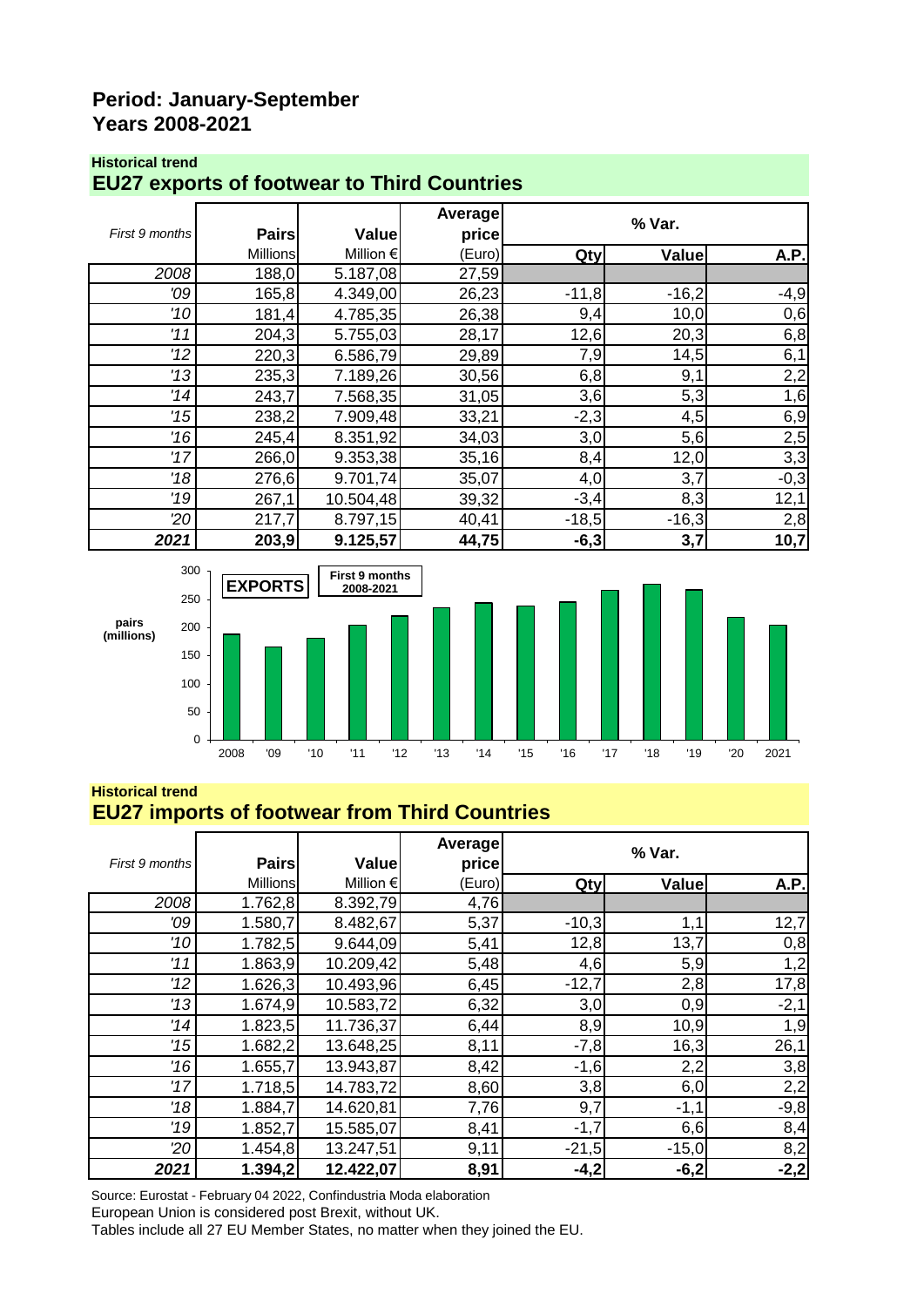## Period: January-September
## Years 2008-2021

**Historical trend**

### EU27 exports of footwear to Third Countries

| *First 9 months* | Pairs | Value | Average price | % Var. | | |
|---|---|---|---|---|---|---|
| | Millions | Million € | (Euro) | Qty | Value | A.P. |
| *2008* | 188,0 | 5.187,08 | 27,59 | | | |
| *'09* | 165,8 | 4.349,00 | 26,23 | -11,8 | -16,2 | -4,9 |
| *'10* | 181,4 | 4.785,35 | 26,38 | 9,4 | 10,0 | 0,6 |
| *'11* | 204,3 | 5.755,03 | 28,17 | 12,6 | 20,3 | 6,8 |
| *'12* | 220,3 | 6.586,79 | 29,89 | 7,9 | 14,5 | 6,1 |
| *'13* | 235,3 | 7.189,26 | 30,56 | 6,8 | 9,1 | 2,2 |
| *'14* | 243,7 | 7.568,35 | 31,05 | 3,6 | 5,3 | 1,6 |
| *'15* | 238,2 | 7.909,48 | 33,21 | -2,3 | 4,5 | 6,9 |
| *'16* | 245,4 | 8.351,92 | 34,03 | 3,0 | 5,6 | 2,5 |
| *'17* | 266,0 | 9.353,38 | 35,16 | 8,4 | 12,0 | 3,3 |
| *'18* | 276,6 | 9.701,74 | 35,07 | 4,0 | 3,7 | -0,3 |
| *'19* | 267,1 | 10.504,48 | 39,32 | -3,4 | 8,3 | 12,1 |
| *'20* | 217,7 | 8.797,15 | 40,41 | -18,5 | -16,3 | 2,8 |
| ***2021*** | **203,9** | **9.125,57** | **44,75** | **-6,3** | **3,7** | **10,7** |

**EXPORTS** — First 9 months 2008-2021

pairs (millions)

**Historical trend**

### EU27 imports of footwear from Third Countries

| *First 9 months* | Pairs | Value | Average price | % Var. | | |
|---|---|---|---|---|---|---|
| | Millions | Million € | (Euro) | Qty | Value | A.P. |
| *2008* | 1.762,8 | 8.392,79 | 4,76 | | | |
| *'09* | 1.580,7 | 8.482,67 | 5,37 | -10,3 | 1,1 | 12,7 |
| *'10* | 1.782,5 | 9.644,09 | 5,41 | 12,8 | 13,7 | 0,8 |
| *'11* | 1.863,9 | 10.209,42 | 5,48 | 4,6 | 5,9 | 1,2 |
| *'12* | 1.626,3 | 10.493,96 | 6,45 | -12,7 | 2,8 | 17,8 |
| *'13* | 1.674,9 | 10.583,72 | 6,32 | 3,0 | 0,9 | -2,1 |
| *'14* | 1.823,5 | 11.736,37 | 6,44 | 8,9 | 10,9 | 1,9 |
| *'15* | 1.682,2 | 13.648,25 | 8,11 | -7,8 | 16,3 | 26,1 |
| *'16* | 1.655,7 | 13.943,87 | 8,42 | -1,6 | 2,2 | 3,8 |
| *'17* | 1.718,5 | 14.783,72 | 8,60 | 3,8 | 6,0 | 2,2 |
| *'18* | 1.884,7 | 14.620,81 | 7,76 | 9,7 | -1,1 | -9,8 |
| *'19* | 1.852,7 | 15.585,07 | 8,41 | -1,7 | 6,6 | 8,4 |
| *'20* | 1.454,8 | 13.247,51 | 9,11 | -21,5 | -15,0 | 8,2 |
| ***2021*** | **1.394,2** | **12.422,07** | **8,91** | **-4,2** | **-6,2** | **-2,2** |

Source: Eurostat - February 04 2022, Confindustria Moda elaboration

European Union is considered post Brexit, without UK.

Tables include all 27 EU Member States, no matter when they joined the EU.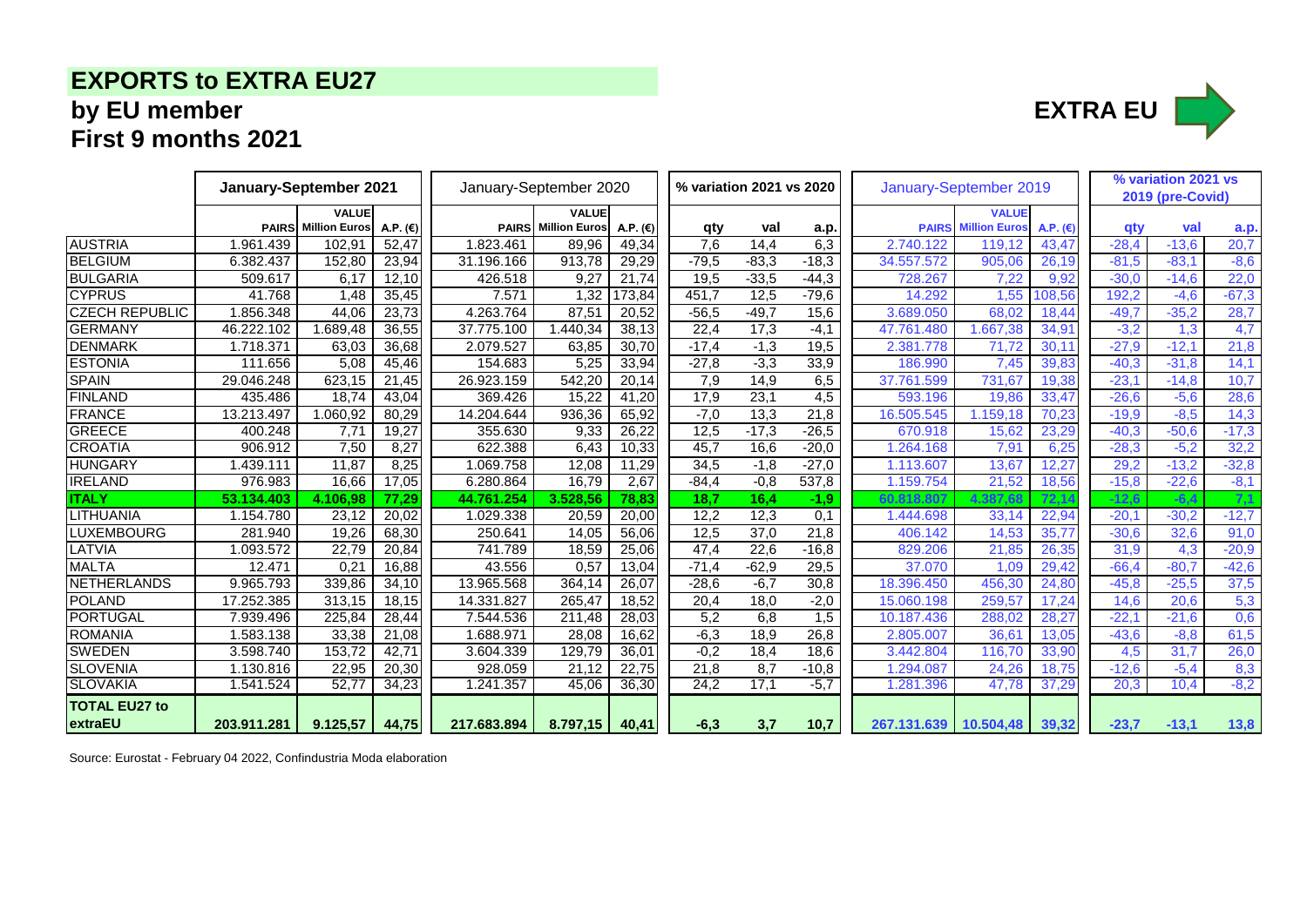## EXPORTS to EXTRA EU27

### by EU member

### First 9 months 2021

**EXTRA EU**

| | January-September 2021 | | | January-September 2020 | | | % variation 2021 vs 2020 | | | January-September 2019 | | | % variation 2021 vs 2019 (pre-Covid) | | |
|---|---|---|---|---|---|---|---|---|---|---|---|---|---|---|---|
| | PAIRS | VALUE Million Euros | A.P. (€) | PAIRS | VALUE Million Euros | A.P. (€) | qty | val | a.p. | PAIRS | VALUE Million Euros | A.P. (€) | qty | val | a.p. |
| AUSTRIA | 1.961.439 | 102,91 | 52,47 | 1.823.461 | 89,96 | 49,34 | 7,6 | 14,4 | 6,3 | 2.740.122 | 119,12 | 43,47 | -28,4 | -13,6 | 20,7 |
| BELGIUM | 6.382.437 | 152,80 | 23,94 | 31.196.166 | 913,78 | 29,29 | -79,5 | -83,3 | -18,3 | 34.557.572 | 905,06 | 26,19 | -81,5 | -83,1 | -8,6 |
| BULGARIA | 509.617 | 6,17 | 12,10 | 426.518 | 9,27 | 21,74 | 19,5 | -33,5 | -44,3 | 728.267 | 7,22 | 9,92 | -30,0 | -14,6 | 22,0 |
| CYPRUS | 41.768 | 1,48 | 35,45 | 7.571 | 1,32 | 173,84 | 451,7 | 12,5 | -79,6 | 14.292 | 1,55 | 108,56 | 192,2 | -4,6 | -67,3 |
| CZECH REPUBLIC | 1.856.348 | 44,06 | 23,73 | 4.263.764 | 87,51 | 20,52 | -56,5 | -49,7 | 15,6 | 3.689.050 | 68,02 | 18,44 | -49,7 | -35,2 | 28,7 |
| GERMANY | 46.222.102 | 1.689,48 | 36,55 | 37.775.100 | 1.440,34 | 38,13 | 22,4 | 17,3 | -4,1 | 47.761.480 | 1.667,38 | 34,91 | -3,2 | 1,3 | 4,7 |
| DENMARK | 1.718.371 | 63,03 | 36,68 | 2.079.527 | 63,85 | 30,70 | -17,4 | -1,3 | 19,5 | 2.381.778 | 71,72 | 30,11 | -27,9 | -12,1 | 21,8 |
| ESTONIA | 111.656 | 5,08 | 45,46 | 154.683 | 5,25 | 33,94 | -27,8 | -3,3 | 33,9 | 186.990 | 7,45 | 39,83 | -40,3 | -31,8 | 14,1 |
| SPAIN | 29.046.248 | 623,15 | 21,45 | 26.923.159 | 542,20 | 20,14 | 7,9 | 14,9 | 6,5 | 37.761.599 | 731,67 | 19,38 | -23,1 | -14,8 | 10,7 |
| FINLAND | 435.486 | 18,74 | 43,04 | 369.426 | 15,22 | 41,20 | 17,9 | 23,1 | 4,5 | 593.196 | 19,86 | 33,47 | -26,6 | -5,6 | 28,6 |
| FRANCE | 13.213.497 | 1.060,92 | 80,29 | 14.204.644 | 936,36 | 65,92 | -7,0 | 13,3 | 21,8 | 16.505.545 | 1.159,18 | 70,23 | -19,9 | -8,5 | 14,3 |
| GREECE | 400.248 | 7,71 | 19,27 | 355.630 | 9,33 | 26,22 | 12,5 | -17,3 | -26,5 | 670.918 | 15,62 | 23,29 | -40,3 | -50,6 | -17,3 |
| CROATIA | 906.912 | 7,50 | 8,27 | 622.388 | 6,43 | 10,33 | 45,7 | 16,6 | -20,0 | 1.264.168 | 7,91 | 6,25 | -28,3 | -5,2 | 32,2 |
| HUNGARY | 1.439.111 | 11,87 | 8,25 | 1.069.758 | 12,08 | 11,29 | 34,5 | -1,8 | -27,0 | 1.113.607 | 13,67 | 12,27 | 29,2 | -13,2 | -32,8 |
| IRELAND | 976.983 | 16,66 | 17,05 | 6.280.864 | 16,79 | 2,67 | -84,4 | -0,8 | 537,8 | 1.159.754 | 21,52 | 18,56 | -15,8 | -22,6 | -8,1 |
| **ITALY** | **53.134.403** | **4.106,98** | **77,29** | **44.761.254** | **3.528,56** | **78,83** | **18,7** | **16,4** | **-1,9** | **60.818.807** | **4.387,68** | **72,14** | **-12,6** | **-6,4** | **7,1** |
| LITHUANIA | 1.154.780 | 23,12 | 20,02 | 1.029.338 | 20,59 | 20,00 | 12,2 | 12,3 | 0,1 | 1.444.698 | 33,14 | 22,94 | -20,1 | -30,2 | -12,7 |
| LUXEMBOURG | 281.940 | 19,26 | 68,30 | 250.641 | 14,05 | 56,06 | 12,5 | 37,0 | 21,8 | 406.142 | 14,53 | 35,77 | -30,6 | 32,6 | 91,0 |
| LATVIA | 1.093.572 | 22,79 | 20,84 | 741.789 | 18,59 | 25,06 | 47,4 | 22,6 | -16,8 | 829.206 | 21,85 | 26,35 | 31,9 | 4,3 | -20,9 |
| MALTA | 12.471 | 0,21 | 16,88 | 43.556 | 0,57 | 13,04 | -71,4 | -62,9 | 29,5 | 37.070 | 1,09 | 29,42 | -66,4 | -80,7 | -42,6 |
| NETHERLANDS | 9.965.793 | 339,86 | 34,10 | 13.965.568 | 364,14 | 26,07 | -28,6 | -6,7 | 30,8 | 18.396.450 | 456,30 | 24,80 | -45,8 | -25,5 | 37,5 |
| POLAND | 17.252.385 | 313,15 | 18,15 | 14.331.827 | 265,47 | 18,52 | 20,4 | 18,0 | -2,0 | 15.060.198 | 259,57 | 17,24 | 14,6 | 20,6 | 5,3 |
| PORTUGAL | 7.939.496 | 225,84 | 28,44 | 7.544.536 | 211,48 | 28,03 | 5,2 | 6,8 | 1,5 | 10.187.436 | 288,02 | 28,27 | -22,1 | -21,6 | 0,6 |
| ROMANIA | 1.583.138 | 33,38 | 21,08 | 1.688.971 | 28,08 | 16,62 | -6,3 | 18,9 | 26,8 | 2.805.007 | 36,61 | 13,05 | -43,6 | -8,8 | 61,5 |
| SWEDEN | 3.598.740 | 153,72 | 42,71 | 3.604.339 | 129,79 | 36,01 | -0,2 | 18,4 | 18,6 | 3.442.804 | 116,70 | 33,90 | 4,5 | 31,7 | 26,0 |
| SLOVENIA | 1.130.816 | 22,95 | 20,30 | 928.059 | 21,12 | 22,75 | 21,8 | 8,7 | -10,8 | 1.294.087 | 24,26 | 18,75 | -12,6 | -5,4 | 8,3 |
| SLOVAKIA | 1.541.524 | 52,77 | 34,23 | 1.241.357 | 45,06 | 36,30 | 24,2 | 17,1 | -5,7 | 1.281.396 | 47,78 | 37,29 | 20,3 | 10,4 | -8,2 |
| **TOTAL EU27 to extraEU** | **203.911.281** | **9.125,57** | **44,75** | **217.683.894** | **8.797,15** | **40,41** | **-6,3** | **3,7** | **10,7** | **267.131.639** | **10.504,48** | **39,32** | **-23,7** | **-13,1** | **13,8** |

Source: Eurostat - February 04 2022, Confindustria Moda elaboration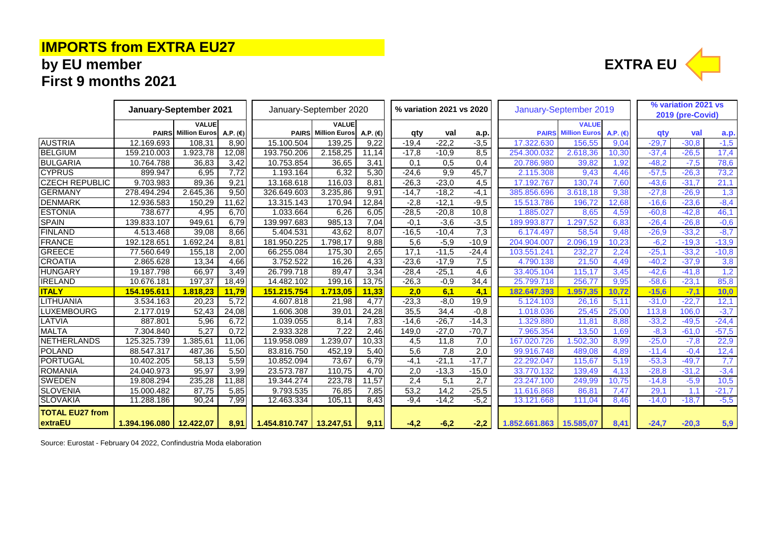# IMPORTS from EXTRA EU27

## by EU member
## First 9 months 2021

**EXTRA EU**

| | January-September 2021 | | | January-September 2020 | | | % variation 2021 vs 2020 | | | January-September 2019 | | | % variation 2021 vs 2019 (pre-Covid) | | |
|---|---|---|---|---|---|---|---|---|---|---|---|---|---|---|---|
| | PAIRS | VALUE Million Euros | A.P. (€) | PAIRS | VALUE Million Euros | A.P. (€) | qty | val | a.p. | PAIRS | VALUE Million Euros | A.P. (€) | qty | val | a.p. |
| AUSTRIA | 12.169.693 | 108,31 | 8,90 | 15.100.504 | 139,25 | 9,22 | -19,4 | -22,2 | -3,5 | 17.322.630 | 156,55 | 9,04 | -29,7 | -30,8 | -1,5 |
| BELGIUM | 159.210.003 | 1.923,78 | 12,08 | 193.750.206 | 2.158,25 | 11,14 | -17,8 | -10,9 | 8,5 | 254.300.032 | 2.618,36 | 10,30 | -37,4 | -26,5 | 17,4 |
| BULGARIA | 10.764.788 | 36,83 | 3,42 | 10.753.854 | 36,65 | 3,41 | 0,1 | 0,5 | 0,4 | 20.786.980 | 39,82 | 1,92 | -48,2 | -7,5 | 78,6 |
| CYPRUS | 899.947 | 6,95 | 7,72 | 1.193.164 | 6,32 | 5,30 | -24,6 | 9,9 | 45,7 | 2.115.308 | 9,43 | 4,46 | -57,5 | -26,3 | 73,2 |
| CZECH REPUBLIC | 9.703.983 | 89,36 | 9,21 | 13.168.618 | 116,03 | 8,81 | -26,3 | -23,0 | 4,5 | 17.192.767 | 130,74 | 7,60 | -43,6 | -31,7 | 21,1 |
| GERMANY | 278.494.294 | 2.645,36 | 9,50 | 326.649.603 | 3.235,86 | 9,91 | -14,7 | -18,2 | -4,1 | 385.856.696 | 3.618,18 | 9,38 | -27,8 | -26,9 | 1,3 |
| DENMARK | 12.936.583 | 150,29 | 11,62 | 13.315.143 | 170,94 | 12,84 | -2,8 | -12,1 | -9,5 | 15.513.786 | 196,72 | 12,68 | -16,6 | -23,6 | -8,4 |
| ESTONIA | 738.677 | 4,95 | 6,70 | 1.033.664 | 6,26 | 6,05 | -28,5 | -20,8 | 10,8 | 1.885.027 | 8,65 | 4,59 | -60,8 | -42,8 | 46,1 |
| SPAIN | 139.833.107 | 949,61 | 6,79 | 139.997.683 | 985,13 | 7,04 | -0,1 | -3,6 | -3,5 | 189.993.877 | 1.297,52 | 6,83 | -26,4 | -26,8 | -0,6 |
| FINLAND | 4.513.468 | 39,08 | 8,66 | 5.404.531 | 43,62 | 8,07 | -16,5 | -10,4 | 7,3 | 6.174.497 | 58,54 | 9,48 | -26,9 | -33,2 | -8,7 |
| FRANCE | 192.128.651 | 1.692,24 | 8,81 | 181.950.225 | 1.798,17 | 9,88 | 5,6 | -5,9 | -10,9 | 204.904.007 | 2.096,19 | 10,23 | -6,2 | -19,3 | -13,9 |
| GREECE | 77.560.649 | 155,18 | 2,00 | 66.255.084 | 175,30 | 2,65 | 17,1 | -11,5 | -24,4 | 103.551.241 | 232,27 | 2,24 | -25,1 | -33,2 | -10,8 |
| CROATIA | 2.865.628 | 13,34 | 4,66 | 3.752.522 | 16,26 | 4,33 | -23,6 | -17,9 | 7,5 | 4.790.138 | 21,50 | 4,49 | -40,2 | -37,9 | 3,8 |
| HUNGARY | 19.187.798 | 66,97 | 3,49 | 26.799.718 | 89,47 | 3,34 | -28,4 | -25,1 | 4,6 | 33.405.104 | 115,17 | 3,45 | -42,6 | -41,8 | 1,2 |
| IRELAND | 10.676.181 | 197,37 | 18,49 | 14.482.102 | 199,16 | 13,75 | -26,3 | -0,9 | 34,4 | 25.799.718 | 256,77 | 9,95 | -58,6 | -23,1 | 85,8 |
| **ITALY** | **154.195.611** | **1.818,23** | **11,79** | **151.215.754** | **1.713,05** | **11,33** | **2,0** | **6,1** | **4,1** | **182.647.393** | **1.957,35** | **10,72** | **-15,6** | **-7,1** | **10,0** |
| LITHUANIA | 3.534.163 | 20,23 | 5,72 | 4.607.818 | 21,98 | 4,77 | -23,3 | -8,0 | 19,9 | 5.124.103 | 26,16 | 5,11 | -31,0 | -22,7 | 12,1 |
| LUXEMBOURG | 2.177.019 | 52,43 | 24,08 | 1.606.308 | 39,01 | 24,28 | 35,5 | 34,4 | -0,8 | 1.018.036 | 25,45 | 25,00 | 113,8 | 106,0 | -3,7 |
| LATVIA | 887.801 | 5,96 | 6,72 | 1.039.055 | 8,14 | 7,83 | -14,6 | -26,7 | -14,3 | 1.329.880 | 11,81 | 8,88 | -33,2 | -49,5 | -24,4 |
| MALTA | 7.304.840 | 5,27 | 0,72 | 2.933.328 | 7,22 | 2,46 | 149,0 | -27,0 | -70,7 | 7.965.354 | 13,50 | 1,69 | -8,3 | -61,0 | -57,5 |
| NETHERLANDS | 125.325.739 | 1.385,61 | 11,06 | 119.958.089 | 1.239,07 | 10,33 | 4,5 | 11,8 | 7,0 | 167.020.726 | 1.502,30 | 8,99 | -25,0 | -7,8 | 22,9 |
| POLAND | 88.547.317 | 487,36 | 5,50 | 83.816.750 | 452,19 | 5,40 | 5,6 | 7,8 | 2,0 | 99.916.748 | 489,08 | 4,89 | -11,4 | -0,4 | 12,4 |
| PORTUGAL | 10.402.205 | 58,13 | 5,59 | 10.852.094 | 73,67 | 6,79 | -4,1 | -21,1 | -17,7 | 22.292.047 | 115,67 | 5,19 | -53,3 | -49,7 | 7,7 |
| ROMANIA | 24.040.973 | 95,97 | 3,99 | 23.573.787 | 110,75 | 4,70 | 2,0 | -13,3 | -15,0 | 33.770.132 | 139,49 | 4,13 | -28,8 | -31,2 | -3,4 |
| SWEDEN | 19.808.294 | 235,28 | 11,88 | 19.344.274 | 223,78 | 11,57 | 2,4 | 5,1 | 2,7 | 23.247.100 | 249,99 | 10,75 | -14,8 | -5,9 | 10,5 |
| SLOVENIA | 15.000.482 | 87,75 | 5,85 | 9.793.535 | 76,85 | 7,85 | 53,2 | 14,2 | -25,5 | 11.616.868 | 86,81 | 7,47 | 29,1 | 1,1 | -21,7 |
| SLOVAKIA | 11.288.186 | 90,24 | 7,99 | 12.463.334 | 105,11 | 8,43 | -9,4 | -14,2 | -5,2 | 13.121.668 | 111,04 | 8,46 | -14,0 | -18,7 | -5,5 |
| **TOTAL EU27 from extraEU** | **1.394.196.080** | **12.422,07** | **8,91** | **1.454.810.747** | **13.247,51** | **9,11** | **-4,2** | **-6,2** | **-2,2** | **1.852.661.863** | **15.585,07** | **8,41** | **-24,7** | **-20,3** | **5,9** |

Source: Eurostat - February 04 2022, Confindustria Moda elaboration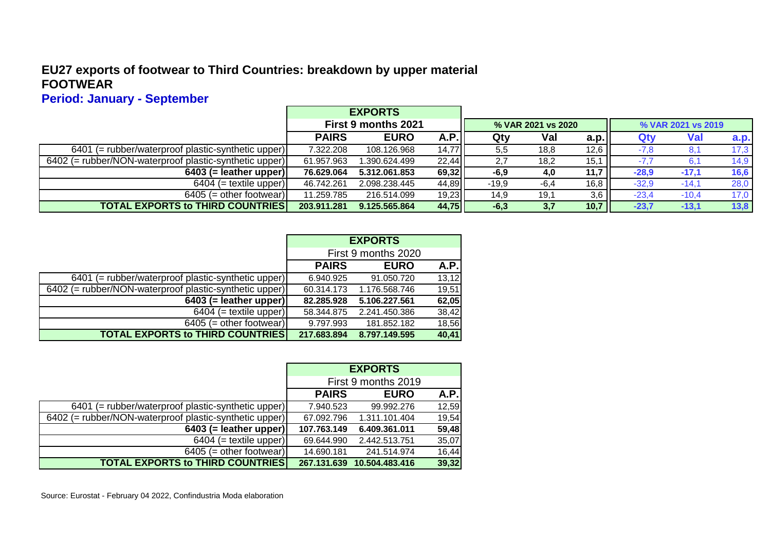## EU27 exports of footwear to Third Countries: breakdown by upper material
## FOOTWEAR
### Period: January - September

| | EXPORTS | | | | | | | | |
|---|---|---|---|---|---|---|---|---|---|
| | First 9 months 2021 | | | % VAR 2021 vs 2020 | | | % VAR 2021 vs 2019 | | |
| | PAIRS | EURO | A.P. | Qty | Val | a.p. | Qty | Val | a.p. |
| 6401 (= rubber/waterproof plastic-synthetic upper) | 7.322.208 | 108.126.968 | 14,77 | 5,5 | 18,8 | 12,6 | -7,8 | 8,1 | 17,3 |
| 6402 (= rubber/NON-waterproof plastic-synthetic upper) | 61.957.963 | 1.390.624.499 | 22,44 | 2,7 | 18,2 | 15,1 | -7,7 | 6,1 | 14,9 |
| **6403 (= leather upper)** | **76.629.064** | **5.312.061.853** | **69,32** | **-6,9** | **4,0** | **11,7** | **-28,9** | **-17,1** | **16,6** |
| 6404 (= textile upper) | 46.742.261 | 2.098.238.445 | 44,89 | -19,9 | -6,4 | 16,8 | -32,9 | -14,1 | 28,0 |
| 6405 (= other footwear) | 11.259.785 | 216.514.099 | 19,23 | 14,9 | 19,1 | 3,6 | -23,4 | -10,4 | 17,0 |
| **TOTAL EXPORTS to THIRD COUNTRIES** | **203.911.281** | **9.125.565.864** | **44,75** | **-6,3** | **3,7** | **10,7** | **-23,7** | **-13,1** | **13,8** |

| | EXPORTS | | |
|---|---|---|---|
| | First 9 months 2020 | | |
| | PAIRS | EURO | A.P. |
| 6401 (= rubber/waterproof plastic-synthetic upper) | 6.940.925 | 91.050.720 | 13,12 |
| 6402 (= rubber/NON-waterproof plastic-synthetic upper) | 60.314.173 | 1.176.568.746 | 19,51 |
| **6403 (= leather upper)** | **82.285.928** | **5.106.227.561** | **62,05** |
| 6404 (= textile upper) | 58.344.875 | 2.241.450.386 | 38,42 |
| 6405 (= other footwear) | 9.797.993 | 181.852.182 | 18,56 |
| **TOTAL EXPORTS to THIRD COUNTRIES** | **217.683.894** | **8.797.149.595** | **40,41** |

| | EXPORTS | | |
|---|---|---|---|
| | First 9 months 2019 | | |
| | PAIRS | EURO | A.P. |
| 6401 (= rubber/waterproof plastic-synthetic upper) | 7.940.523 | 99.992.276 | 12,59 |
| 6402 (= rubber/NON-waterproof plastic-synthetic upper) | 67.092.796 | 1.311.101.404 | 19,54 |
| **6403 (= leather upper)** | **107.763.149** | **6.409.361.011** | **59,48** |
| 6404 (= textile upper) | 69.644.990 | 2.442.513.751 | 35,07 |
| 6405 (= other footwear) | 14.690.181 | 241.514.974 | 16,44 |
| **TOTAL EXPORTS to THIRD COUNTRIES** | **267.131.639** | **10.504.483.416** | **39,32** |

Source: Eurostat - February 04 2022, Confindustria Moda elaboration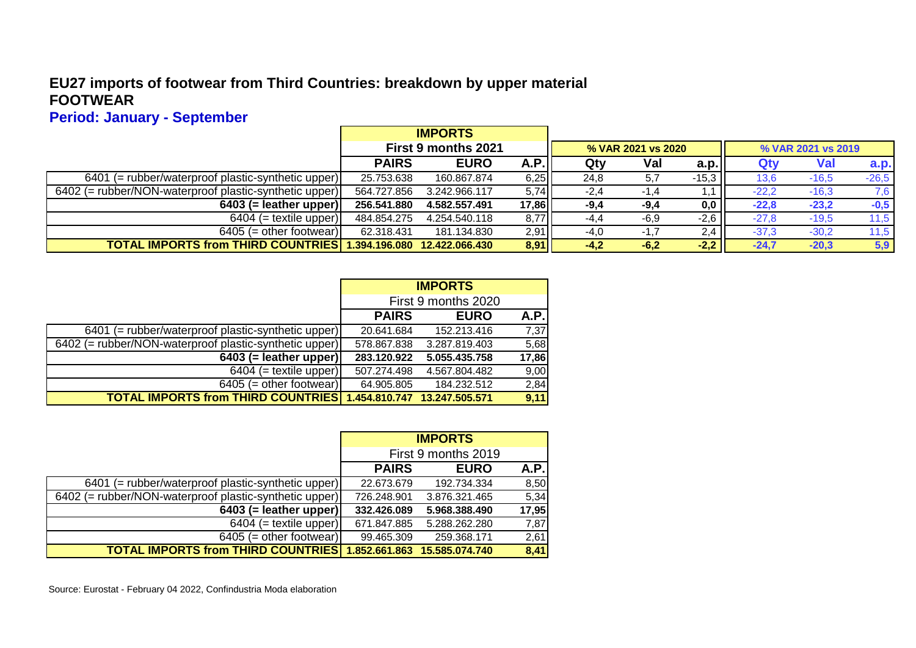**EU27 imports of footwear from Third Countries: breakdown by upper material**

**FOOTWEAR**

**Period: January - September**

| | IMPORTS | | | | | | | | | |
|---|---|---|---|---|---|---|---|---|---|---|
| | First 9 months 2021 | | | % VAR 2021 vs 2020 | | | % VAR 2021 vs 2019 | | | |
| | PAIRS | EURO | A.P. | Qty | Val | a.p. | Qty | Val | a.p. | |
| 6401 (= rubber/waterproof plastic-synthetic upper) | 25.753.638 | 160.867.874 | 6,25 | 24,8 | 5,7 | -15,3 | 13,6 | -16,5 | -26,5 | |
| 6402 (= rubber/NON-waterproof plastic-synthetic upper) | 564.727.856 | 3.242.966.117 | 5,74 | -2,4 | -1,4 | 1,1 | -22,2 | -16,3 | 7,6 | |
| **6403 (= leather upper)** | **256.541.880** | **4.582.557.491** | **17,86** | **-9,4** | **-9,4** | **0,0** | **-22,8** | **-23,2** | **-0,5** | |
| 6404 (= textile upper) | 484.854.275 | 4.254.540.118 | 8,77 | -4,4 | -6,9 | -2,6 | -27,8 | -19,5 | 11,5 | |
| 6405 (= other footwear) | 62.318.431 | 181.134.830 | 2,91 | -4,0 | -1,7 | 2,4 | -37,3 | -30,2 | 11,5 | |
| **TOTAL IMPORTS from THIRD COUNTRIES** | **1.394.196.080** | **12.422.066.430** | **8,91** | **-4,2** | **-6,2** | **-2,2** | **-24,7** | **-20,3** | **5,9** | |

| | IMPORTS | | |
|---|---|---|---|
| | First 9 months 2020 | | |
| | PAIRS | EURO | A.P. |
| 6401 (= rubber/waterproof plastic-synthetic upper) | 20.641.684 | 152.213.416 | 7,37 |
| 6402 (= rubber/NON-waterproof plastic-synthetic upper) | 578.867.838 | 3.287.819.403 | 5,68 |
| **6403 (= leather upper)** | **283.120.922** | **5.055.435.758** | **17,86** |
| 6404 (= textile upper) | 507.274.498 | 4.567.804.482 | 9,00 |
| 6405 (= other footwear) | 64.905.805 | 184.232.512 | 2,84 |
| **TOTAL IMPORTS from THIRD COUNTRIES** | **1.454.810.747** | **13.247.505.571** | **9,11** |

| | IMPORTS | | |
|---|---|---|---|
| | First 9 months 2019 | | |
| | PAIRS | EURO | A.P. |
| 6401 (= rubber/waterproof plastic-synthetic upper) | 22.673.679 | 192.734.334 | 8,50 |
| 6402 (= rubber/NON-waterproof plastic-synthetic upper) | 726.248.901 | 3.876.321.465 | 5,34 |
| **6403 (= leather upper)** | **332.426.089** | **5.968.388.490** | **17,95** |
| 6404 (= textile upper) | 671.847.885 | 5.288.262.280 | 7,87 |
| 6405 (= other footwear) | 99.465.309 | 259.368.171 | 2,61 |
| **TOTAL IMPORTS from THIRD COUNTRIES** | **1.852.661.863** | **15.585.074.740** | **8,41** |

Source: Eurostat - February 04 2022, Confindustria Moda elaboration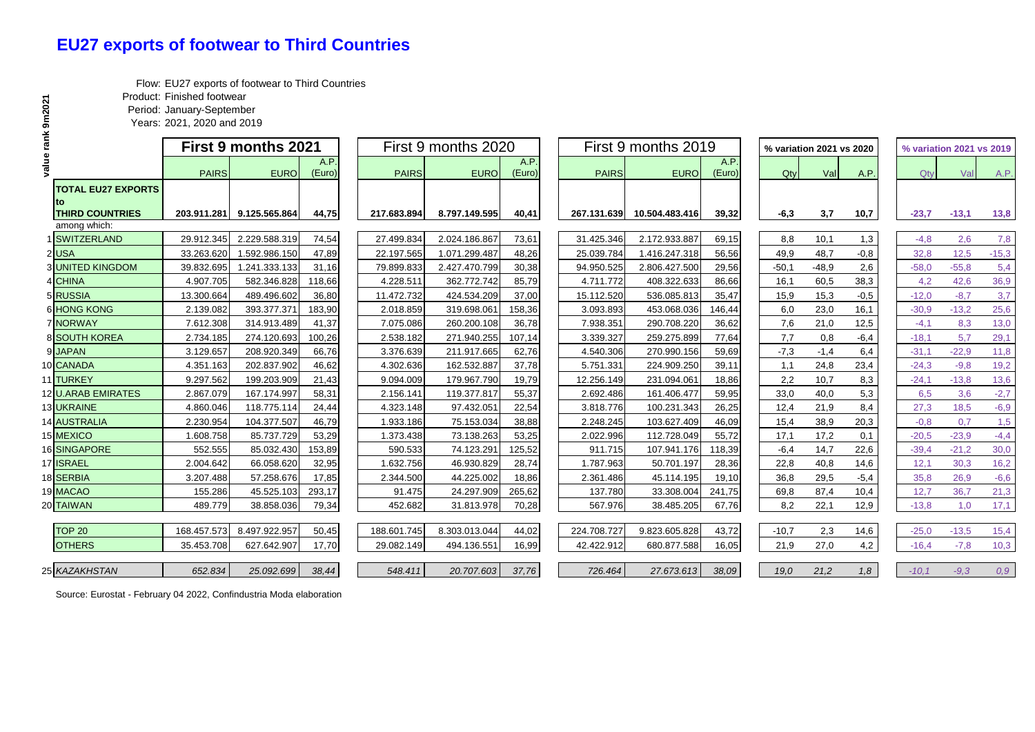# EU27 exports of footwear to Third Countries

Flow: EU27 exports of footwear to Third Countries
Product: Finished footwear
Period: January-September
Years: 2021, 2020 and 2019

| value rank 9m2021 | | First 9 months 2021 | | | First 9 months 2020 | | | First 9 months 2019 | | | % variation 2021 vs 2020 | | | % variation 2021 vs 2019 | | |
|---|---|---|---|---|---|---|---|---|---|---|---|---|---|---|---|---|
| | | PAIRS | EURO | A.P. (Euro) | PAIRS | EURO | A.P. (Euro) | PAIRS | EURO | A.P. (Euro) | Qty | Val | A.P. | Qty | Val | A.P. |
| | **TOTAL EU27 EXPORTS to THIRD COUNTRIES** | **203.911.281** | **9.125.565.864** | **44,75** | **217.683.894** | **8.797.149.595** | **40,41** | **267.131.639** | **10.504.483.416** | **39,32** | **-6,3** | **3,7** | **10,7** | **-23,7** | **-13,1** | **13,8** |
| | among which: | | | | | | | | | | | | | | | |
| 1 | SWITZERLAND | 29.912.345 | 2.229.588.319 | 74,54 | 27.499.834 | 2.024.186.867 | 73,61 | 31.425.346 | 2.172.933.887 | 69,15 | 8,8 | 10,1 | 1,3 | -4,8 | 2,6 | 7,8 |
| 2 | USA | 33.263.620 | 1.592.986.150 | 47,89 | 22.197.565 | 1.071.299.487 | 48,26 | 25.039.784 | 1.416.247.318 | 56,56 | 49,9 | 48,7 | -0,8 | 32,8 | 12,5 | -15,3 |
| 3 | UNITED KINGDOM | 39.832.695 | 1.241.333.133 | 31,16 | 79.899.833 | 2.427.470.799 | 30,38 | 94.950.525 | 2.806.427.500 | 29,56 | -50,1 | -48,9 | 2,6 | -58,0 | -55,8 | 5,4 |
| 4 | CHINA | 4.907.705 | 582.346.828 | 118,66 | 4.228.511 | 362.772.742 | 85,79 | 4.711.772 | 408.322.633 | 86,66 | 16,1 | 60,5 | 38,3 | 4,2 | 42,6 | 36,9 |
| 5 | RUSSIA | 13.300.664 | 489.496.602 | 36,80 | 11.472.732 | 424.534.209 | 37,00 | 15.112.520 | 536.085.813 | 35,47 | 15,9 | 15,3 | -0,5 | -12,0 | -8,7 | 3,7 |
| 6 | HONG KONG | 2.139.082 | 393.377.371 | 183,90 | 2.018.859 | 319.698.061 | 158,36 | 3.093.893 | 453.068.036 | 146,44 | 6,0 | 23,0 | 16,1 | -30,9 | -13,2 | 25,6 |
| 7 | NORWAY | 7.612.308 | 314.913.489 | 41,37 | 7.075.086 | 260.200.108 | 36,78 | 7.938.351 | 290.708.220 | 36,62 | 7,6 | 21,0 | 12,5 | -4,1 | 8,3 | 13,0 |
| 8 | SOUTH KOREA | 2.734.185 | 274.120.693 | 100,26 | 2.538.182 | 271.940.255 | 107,14 | 3.339.327 | 259.275.899 | 77,64 | 7,7 | 0,8 | -6,4 | -18,1 | 5,7 | 29,1 |
| 9 | JAPAN | 3.129.657 | 208.920.349 | 66,76 | 3.376.639 | 211.917.665 | 62,76 | 4.540.306 | 270.990.156 | 59,69 | -7,3 | -1,4 | 6,4 | -31,1 | -22,9 | 11,8 |
| 10 | CANADA | 4.351.163 | 202.837.902 | 46,62 | 4.302.636 | 162.532.887 | 37,78 | 5.751.331 | 224.909.250 | 39,11 | 1,1 | 24,8 | 23,4 | -24,3 | -9,8 | 19,2 |
| 11 | TURKEY | 9.297.562 | 199.203.909 | 21,43 | 9.094.009 | 179.967.790 | 19,79 | 12.256.149 | 231.094.061 | 18,86 | 2,2 | 10,7 | 8,3 | -24,1 | -13,8 | 13,6 |
| 12 | U.ARAB EMIRATES | 2.867.079 | 167.174.997 | 58,31 | 2.156.141 | 119.377.817 | 55,37 | 2.692.486 | 161.406.477 | 59,95 | 33,0 | 40,0 | 5,3 | 6,5 | 3,6 | -2,7 |
| 13 | UKRAINE | 4.860.046 | 118.775.114 | 24,44 | 4.323.148 | 97.432.051 | 22,54 | 3.818.776 | 100.231.343 | 26,25 | 12,4 | 21,9 | 8,4 | 27,3 | 18,5 | -6,9 |
| 14 | AUSTRALIA | 2.230.954 | 104.377.507 | 46,79 | 1.933.186 | 75.153.034 | 38,88 | 2.248.245 | 103.627.409 | 46,09 | 15,4 | 38,9 | 20,3 | -0,8 | 0,7 | 1,5 |
| 15 | MEXICO | 1.608.758 | 85.737.729 | 53,29 | 1.373.438 | 73.138.263 | 53,25 | 2.022.996 | 112.728.049 | 55,72 | 17,1 | 17,2 | 0,1 | -20,5 | -23,9 | -4,4 |
| 16 | SINGAPORE | 552.555 | 85.032.430 | 153,89 | 590.533 | 74.123.291 | 125,52 | 911.715 | 107.941.176 | 118,39 | -6,4 | 14,7 | 22,6 | -39,4 | -21,2 | 30,0 |
| 17 | ISRAEL | 2.004.642 | 66.058.620 | 32,95 | 1.632.756 | 46.930.829 | 28,74 | 1.787.963 | 50.701.197 | 28,36 | 22,8 | 40,8 | 14,6 | 12,1 | 30,3 | 16,2 |
| 18 | SERBIA | 3.207.488 | 57.258.676 | 17,85 | 2.344.500 | 44.225.002 | 18,86 | 2.361.486 | 45.114.195 | 19,10 | 36,8 | 29,5 | -5,4 | 35,8 | 26,9 | -6,6 |
| 19 | MACAO | 155.286 | 45.525.103 | 293,17 | 91.475 | 24.297.909 | 265,62 | 137.780 | 33.308.004 | 241,75 | 69,8 | 87,4 | 10,4 | 12,7 | 36,7 | 21,3 |
| 20 | TAIWAN | 489.779 | 38.858.036 | 79,34 | 452.682 | 31.813.978 | 70,28 | 567.976 | 38.485.205 | 67,76 | 8,2 | 22,1 | 12,9 | -13,8 | 1,0 | 17,1 |
| | TOP 20 | 168.457.573 | 8.497.922.957 | 50,45 | 188.601.745 | 8.303.013.044 | 44,02 | 224.708.727 | 9.823.605.828 | 43,72 | -10,7 | 2,3 | 14,6 | -25,0 | -13,5 | 15,4 |
| | OTHERS | 35.453.708 | 627.642.907 | 17,70 | 29.082.149 | 494.136.551 | 16,99 | 42.422.912 | 680.877.588 | 16,05 | 21,9 | 27,0 | 4,2 | -16,4 | -7,8 | 10,3 |
| 25 | *KAZAKHSTAN* | *652.834* | *25.092.699* | *38,44* | *548.411* | *20.707.603* | *37,76* | *726.464* | *27.673.613* | *38,09* | *19,0* | *21,2* | *1,8* | *-10,1* | *-9,3* | *0,9* |

Source: Eurostat - February 04 2022, Confindustria Moda elaboration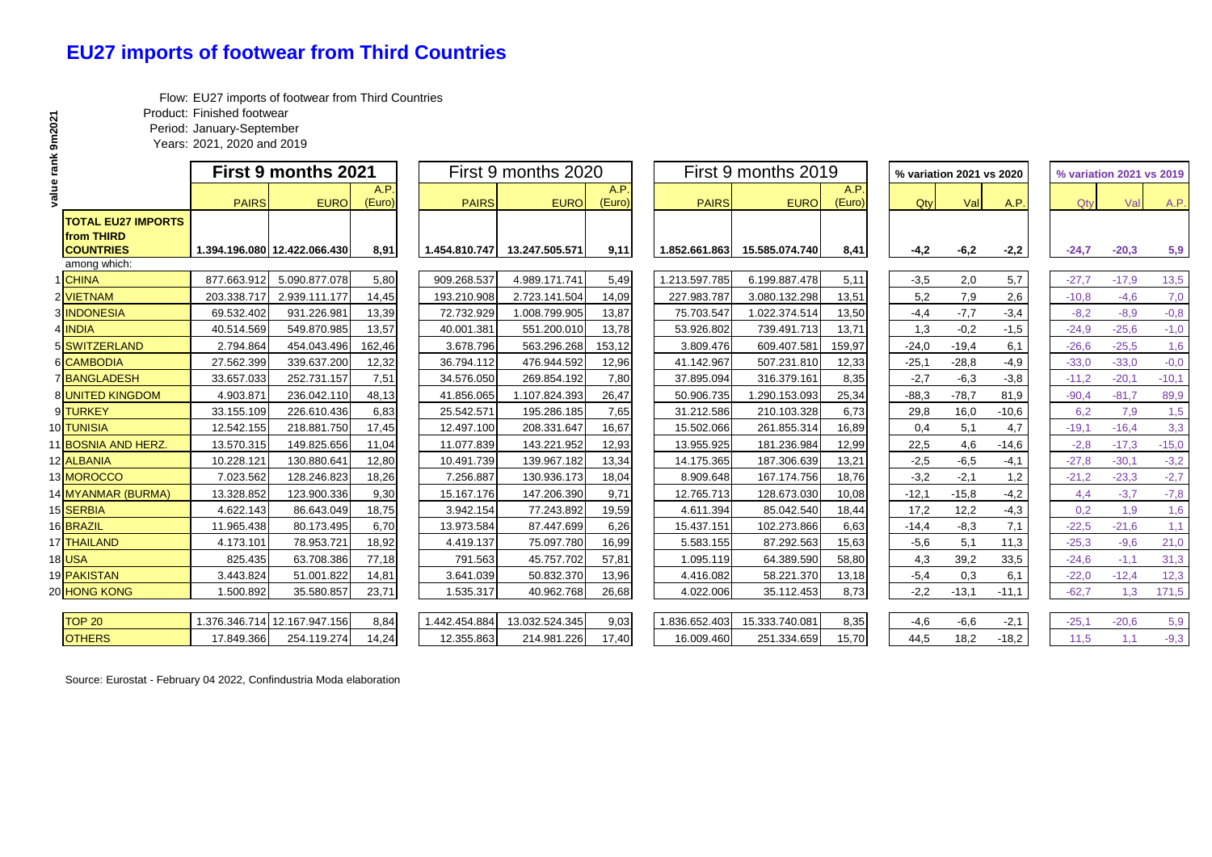# EU27 imports of footwear from Third Countries

Flow: EU27 imports of footwear from Third Countries
Product: Finished footwear
Period: January-September
Years: 2021, 2020 and 2019

| value rank 9m2021 | | First 9 months 2021 | | | First 9 months 2020 | | | First 9 months 2019 | | | % variation 2021 vs 2020 | | | % variation 2021 vs 2019 | | |
|---|---|---|---|---|---|---|---|---|---|---|---|---|---|---|---|---|
| | | PAIRS | EURO | A.P. (Euro) | PAIRS | EURO | A.P. (Euro) | PAIRS | EURO | A.P. (Euro) | Qty | Val | A.P. | Qty | Val | A.P. |
| | **TOTAL EU27 IMPORTS from THIRD COUNTRIES** | **1.394.196.080** | **12.422.066.430** | **8,91** | **1.454.810.747** | **13.247.505.571** | **9,11** | **1.852.661.863** | **15.585.074.740** | **8,41** | **-4,2** | **-6,2** | **-2,2** | **-24,7** | **-20,3** | **5,9** |
| | among which: | | | | | | | | | | | | | | | |
| 1 | CHINA | 877.663.912 | 5.090.877.078 | 5,80 | 909.268.537 | 4.989.171.741 | 5,49 | 1.213.597.785 | 6.199.887.478 | 5,11 | -3,5 | 2,0 | 5,7 | -27,7 | -17,9 | 13,5 |
| 2 | VIETNAM | 203.338.717 | 2.939.111.177 | 14,45 | 193.210.908 | 2.723.141.504 | 14,09 | 227.983.787 | 3.080.132.298 | 13,51 | 5,2 | 7,9 | 2,6 | -10,8 | -4,6 | 7,0 |
| 3 | INDONESIA | 69.532.402 | 931.226.981 | 13,39 | 72.732.929 | 1.008.799.905 | 13,87 | 75.703.547 | 1.022.374.514 | 13,50 | -4,4 | -7,7 | -3,4 | -8,2 | -8,9 | -0,8 |
| 4 | INDIA | 40.514.569 | 549.870.985 | 13,57 | 40.001.381 | 551.200.010 | 13,78 | 53.926.802 | 739.491.713 | 13,71 | 1,3 | -0,2 | -1,5 | -24,9 | -25,6 | -1,0 |
| 5 | SWITZERLAND | 2.794.864 | 454.043.496 | 162,46 | 3.678.796 | 563.296.268 | 153,12 | 3.809.476 | 609.407.581 | 159,97 | -24,0 | -19,4 | 6,1 | -26,6 | -25,5 | 1,6 |
| 6 | CAMBODIA | 27.562.399 | 339.637.200 | 12,32 | 36.794.112 | 476.944.592 | 12,96 | 41.142.967 | 507.231.810 | 12,33 | -25,1 | -28,8 | -4,9 | -33,0 | -33,0 | -0,0 |
| 7 | BANGLADESH | 33.657.033 | 252.731.157 | 7,51 | 34.576.050 | 269.854.192 | 7,80 | 37.895.094 | 316.379.161 | 8,35 | -2,7 | -6,3 | -3,8 | -11,2 | -20,1 | -10,1 |
| 8 | UNITED KINGDOM | 4.903.871 | 236.042.110 | 48,13 | 41.856.065 | 1.107.824.393 | 26,47 | 50.906.735 | 1.290.153.093 | 25,34 | -88,3 | -78,7 | 81,9 | -90,4 | -81,7 | 89,9 |
| 9 | TURKEY | 33.155.109 | 226.610.436 | 6,83 | 25.542.571 | 195.286.185 | 7,65 | 31.212.586 | 210.103.328 | 6,73 | 29,8 | 16,0 | -10,6 | 6,2 | 7,9 | 1,5 |
| 10 | TUNISIA | 12.542.155 | 218.881.750 | 17,45 | 12.497.100 | 208.331.647 | 16,67 | 15.502.066 | 261.855.314 | 16,89 | 0,4 | 5,1 | 4,7 | -19,1 | -16,4 | 3,3 |
| 11 | BOSNIA AND HERZ. | 13.570.315 | 149.825.656 | 11,04 | 11.077.839 | 143.221.952 | 12,93 | 13.955.925 | 181.236.984 | 12,99 | 22,5 | 4,6 | -14,6 | -2,8 | -17,3 | -15,0 |
| 12 | ALBANIA | 10.228.121 | 130.880.641 | 12,80 | 10.491.739 | 139.967.182 | 13,34 | 14.175.365 | 187.306.639 | 13,21 | -2,5 | -6,5 | -4,1 | -27,8 | -30,1 | -3,2 |
| 13 | MOROCCO | 7.023.562 | 128.246.823 | 18,26 | 7.256.887 | 130.936.173 | 18,04 | 8.909.648 | 167.174.756 | 18,76 | -3,2 | -2,1 | 1,2 | -21,2 | -23,3 | -2,7 |
| 14 | MYANMAR (BURMA) | 13.328.852 | 123.900.336 | 9,30 | 15.167.176 | 147.206.390 | 9,71 | 12.765.713 | 128.673.030 | 10,08 | -12,1 | -15,8 | -4,2 | 4,4 | -3,7 | -7,8 |
| 15 | SERBIA | 4.622.143 | 86.643.049 | 18,75 | 3.942.154 | 77.243.892 | 19,59 | 4.611.394 | 85.042.540 | 18,44 | 17,2 | 12,2 | -4,3 | 0,2 | 1,9 | 1,6 |
| 16 | BRAZIL | 11.965.438 | 80.173.495 | 6,70 | 13.973.584 | 87.447.699 | 6,26 | 15.437.151 | 102.273.866 | 6,63 | -14,4 | -8,3 | 7,1 | -22,5 | -21,6 | 1,1 |
| 17 | THAILAND | 4.173.101 | 78.953.721 | 18,92 | 4.419.137 | 75.097.780 | 16,99 | 5.583.155 | 87.292.563 | 15,63 | -5,6 | 5,1 | 11,3 | -25,3 | -9,6 | 21,0 |
| 18 | USA | 825.435 | 63.708.386 | 77,18 | 791.563 | 45.757.702 | 57,81 | 1.095.119 | 64.389.590 | 58,80 | 4,3 | 39,2 | 33,5 | -24,6 | -1,1 | 31,3 |
| 19 | PAKISTAN | 3.443.824 | 51.001.822 | 14,81 | 3.641.039 | 50.832.370 | 13,96 | 4.416.082 | 58.221.370 | 13,18 | -5,4 | 0,3 | 6,1 | -22,0 | -12,4 | 12,3 |
| 20 | HONG KONG | 1.500.892 | 35.580.857 | 23,71 | 1.535.317 | 40.962.768 | 26,68 | 4.022.006 | 35.112.453 | 8,73 | -2,2 | -13,1 | -11,1 | -62,7 | 1,3 | 171,5 |
| | TOP 20 | 1.376.346.714 | 12.167.947.156 | 8,84 | 1.442.454.884 | 13.032.524.345 | 9,03 | 1.836.652.403 | 15.333.740.081 | 8,35 | -4,6 | -6,6 | -2,1 | -25,1 | -20,6 | 5,9 |
| | OTHERS | 17.849.366 | 254.119.274 | 14,24 | 12.355.863 | 214.981.226 | 17,40 | 16.009.460 | 251.334.659 | 15,70 | 44,5 | 18,2 | -18,2 | 11,5 | 1,1 | -9,3 |

Source: Eurostat - February 04 2022, Confindustria Moda elaboration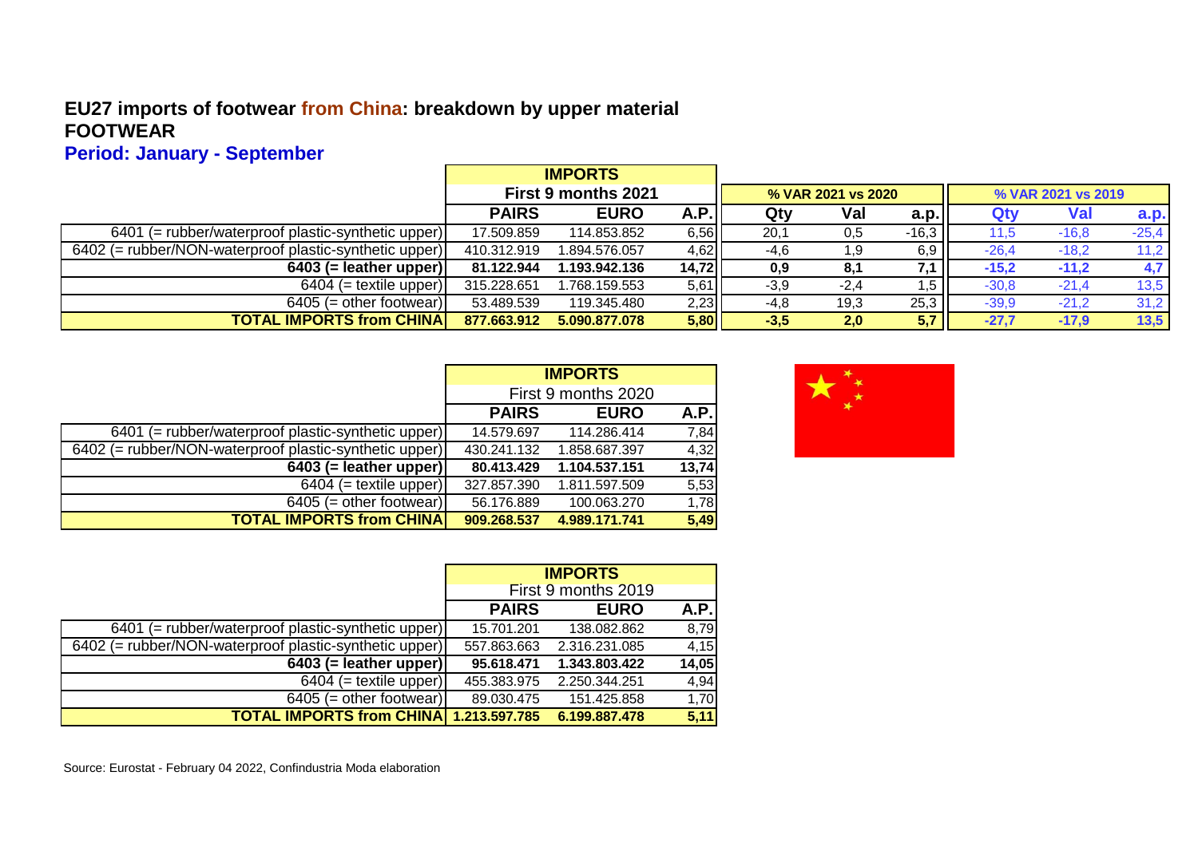## EU27 imports of footwear from China: breakdown by upper material

## FOOTWEAR

### Period: January - September

| | IMPORTS | | | | | | | | |
|---|---|---|---|---|---|---|---|---|---|
| | First 9 months 2021 | | | % VAR 2021 vs 2020 | | | % VAR 2021 vs 2019 | | |
| | PAIRS | EURO | A.P. | Qty | Val | a.p. | Qty | Val | a.p. |
| 6401 (= rubber/waterproof plastic-synthetic upper) | 17.509.859 | 114.853.852 | 6,56 | 20,1 | 0,5 | -16,3 | 11,5 | -16,8 | -25,4 |
| 6402 (= rubber/NON-waterproof plastic-synthetic upper) | 410.312.919 | 1.894.576.057 | 4,62 | -4,6 | 1,9 | 6,9 | -26,4 | -18,2 | 11,2 |
| **6403 (= leather upper)** | **81.122.944** | **1.193.942.136** | **14,72** | **0,9** | **8,1** | **7,1** | **-15,2** | **-11,2** | **4,7** |
| 6404 (= textile upper) | 315.228.651 | 1.768.159.553 | 5,61 | -3,9 | -2,4 | 1,5 | -30,8 | -21,4 | 13,5 |
| 6405 (= other footwear) | 53.489.539 | 119.345.480 | 2,23 | -4,8 | 19,3 | 25,3 | -39,9 | -21,2 | 31,2 |
| **TOTAL IMPORTS from CHINA** | **877.663.912** | **5.090.877.078** | **5,80** | **-3,5** | **2,0** | **5,7** | **-27,7** | **-17,9** | **13,5** |

| | IMPORTS | | |
|---|---|---|---|
| | First 9 months 2020 | | |
| | PAIRS | EURO | A.P. |
| 6401 (= rubber/waterproof plastic-synthetic upper) | 14.579.697 | 114.286.414 | 7,84 |
| 6402 (= rubber/NON-waterproof plastic-synthetic upper) | 430.241.132 | 1.858.687.397 | 4,32 |
| **6403 (= leather upper)** | **80.413.429** | **1.104.537.151** | **13,74** |
| 6404 (= textile upper) | 327.857.390 | 1.811.597.509 | 5,53 |
| 6405 (= other footwear) | 56.176.889 | 100.063.270 | 1,78 |
| **TOTAL IMPORTS from CHINA** | **909.268.537** | **4.989.171.741** | **5,49** |

| | IMPORTS | | |
|---|---|---|---|
| | First 9 months 2019 | | |
| | PAIRS | EURO | A.P. |
| 6401 (= rubber/waterproof plastic-synthetic upper) | 15.701.201 | 138.082.862 | 8,79 |
| 6402 (= rubber/NON-waterproof plastic-synthetic upper) | 557.863.663 | 2.316.231.085 | 4,15 |
| **6403 (= leather upper)** | **95.618.471** | **1.343.803.422** | **14,05** |
| 6404 (= textile upper) | 455.383.975 | 2.250.344.251 | 4,94 |
| 6405 (= other footwear) | 89.030.475 | 151.425.858 | 1,70 |
| **TOTAL IMPORTS from CHINA** | **1.213.597.785** | **6.199.887.478** | **5,11** |

Source: Eurostat - February 04 2022, Confindustria Moda elaboration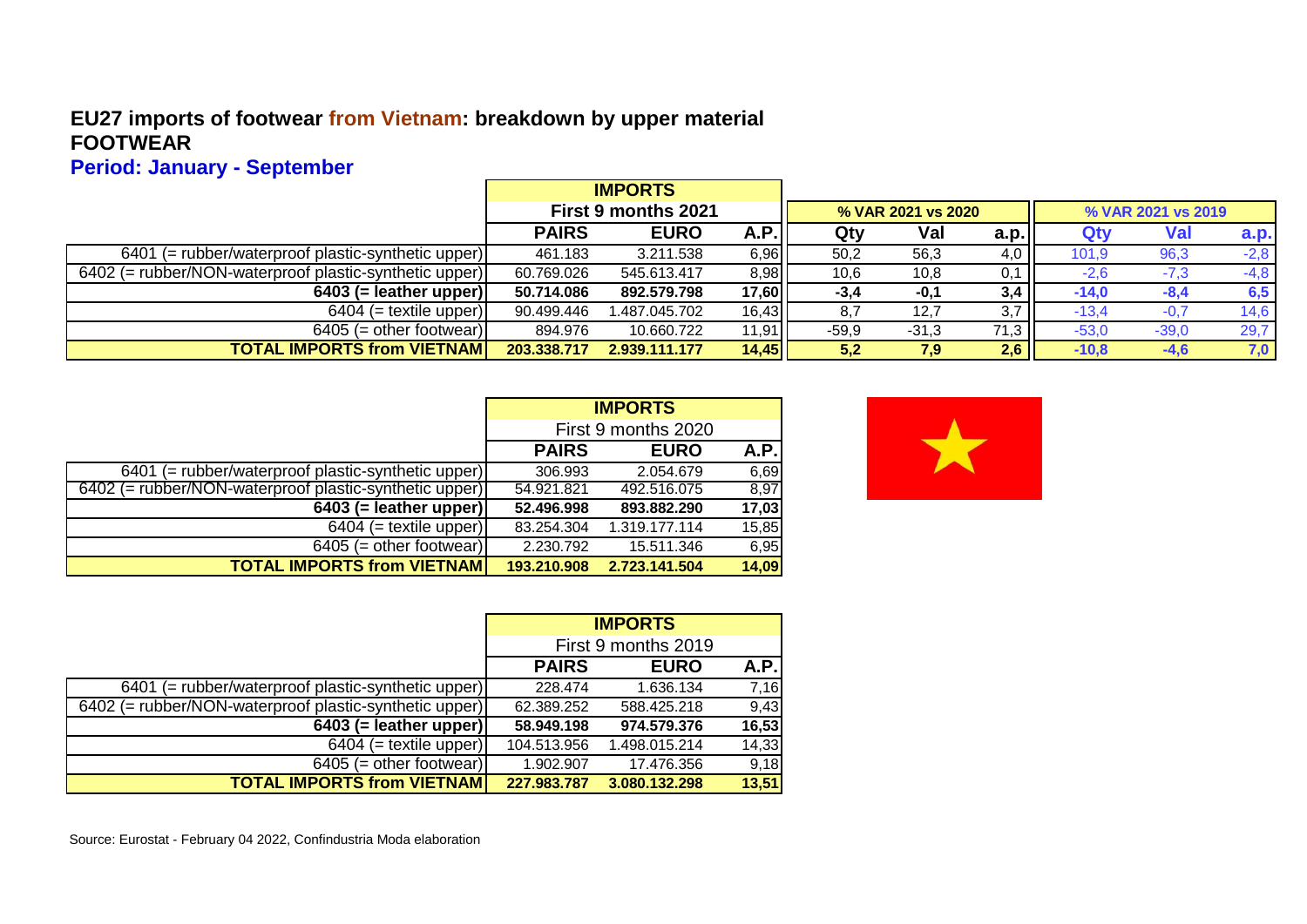# EU27 imports of footwear from Vietnam: breakdown by upper material
## FOOTWEAR
### Period: January - September

| | IMPORTS | | | | | | | | |
|---|---|---|---|---|---|---|---|---|---|
| | First 9 months 2021 | | | % VAR 2021 vs 2020 | | | % VAR 2021 vs 2019 | | |
| | PAIRS | EURO | A.P. | Qty | Val | a.p. | Qty | Val | a.p. |
| 6401 (= rubber/waterproof plastic-synthetic upper) | 461.183 | 3.211.538 | 6,96 | 50,2 | 56,3 | 4,0 | 101,9 | 96,3 | -2,8 |
| 6402 (= rubber/NON-waterproof plastic-synthetic upper) | 60.769.026 | 545.613.417 | 8,98 | 10,6 | 10,8 | 0,1 | -2,6 | -7,3 | -4,8 |
| **6403 (= leather upper)** | **50.714.086** | **892.579.798** | **17,60** | **-3,4** | **-0,1** | **3,4** | **-14,0** | **-8,4** | **6,5** |
| 6404 (= textile upper) | 90.499.446 | 1.487.045.702 | 16,43 | 8,7 | 12,7 | 3,7 | -13,4 | -0,7 | 14,6 |
| 6405 (= other footwear) | 894.976 | 10.660.722 | 11,91 | -59,9 | -31,3 | 71,3 | -53,0 | -39,0 | 29,7 |
| **TOTAL IMPORTS from VIETNAM** | **203.338.717** | **2.939.111.177** | **14,45** | **5,2** | **7,9** | **2,6** | **-10,8** | **-4,6** | **7,0** |

| | IMPORTS | | |
|---|---|---|---|
| | First 9 months 2020 | | |
| | PAIRS | EURO | A.P. |
| 6401 (= rubber/waterproof plastic-synthetic upper) | 306.993 | 2.054.679 | 6,69 |
| 6402 (= rubber/NON-waterproof plastic-synthetic upper) | 54.921.821 | 492.516.075 | 8,97 |
| **6403 (= leather upper)** | **52.496.998** | **893.882.290** | **17,03** |
| 6404 (= textile upper) | 83.254.304 | 1.319.177.114 | 15,85 |
| 6405 (= other footwear) | 2.230.792 | 15.511.346 | 6,95 |
| **TOTAL IMPORTS from VIETNAM** | **193.210.908** | **2.723.141.504** | **14,09** |

| | IMPORTS | | |
|---|---|---|---|
| | First 9 months 2019 | | |
| | PAIRS | EURO | A.P. |
| 6401 (= rubber/waterproof plastic-synthetic upper) | 228.474 | 1.636.134 | 7,16 |
| 6402 (= rubber/NON-waterproof plastic-synthetic upper) | 62.389.252 | 588.425.218 | 9,43 |
| **6403 (= leather upper)** | **58.949.198** | **974.579.376** | **16,53** |
| 6404 (= textile upper) | 104.513.956 | 1.498.015.214 | 14,33 |
| 6405 (= other footwear) | 1.902.907 | 17.476.356 | 9,18 |
| **TOTAL IMPORTS from VIETNAM** | **227.983.787** | **3.080.132.298** | **13,51** |

Source: Eurostat - February 04 2022, Confindustria Moda elaboration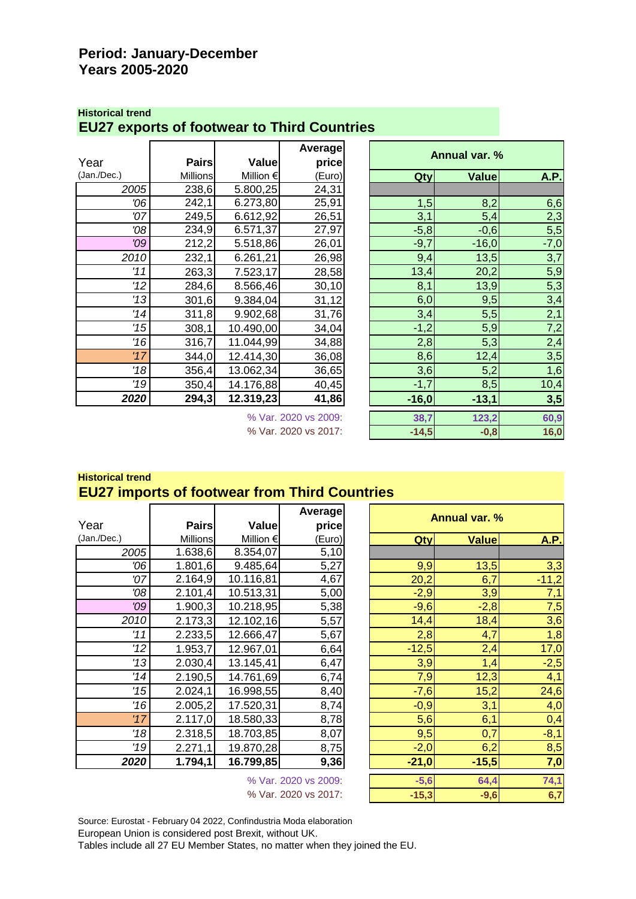**Period: January-December**
**Years 2005-2020**

**Historical trend**

## EU27 exports of footwear to Third Countries

| Year (Jan./Dec.) | Pairs Millions | Value Million € | Average price (Euro) | Annual var. % Qty | Annual var. % Value | Annual var. % A.P. |
|---|---|---|---|---|---|---|
| 2005 | 238,6 | 5.800,25 | 24,31 | | | |
| '06 | 242,1 | 6.273,80 | 25,91 | 1,5 | 8,2 | 6,6 |
| '07 | 249,5 | 6.612,92 | 26,51 | 3,1 | 5,4 | 2,3 |
| '08 | 234,9 | 6.571,37 | 27,97 | -5,8 | -0,6 | 5,5 |
| '09 | 212,2 | 5.518,86 | 26,01 | -9,7 | -16,0 | -7,0 |
| 2010 | 232,1 | 6.261,21 | 26,98 | 9,4 | 13,5 | 3,7 |
| '11 | 263,3 | 7.523,17 | 28,58 | 13,4 | 20,2 | 5,9 |
| '12 | 284,6 | 8.566,46 | 30,10 | 8,1 | 13,9 | 5,3 |
| '13 | 301,6 | 9.384,04 | 31,12 | 6,0 | 9,5 | 3,4 |
| '14 | 311,8 | 9.902,68 | 31,76 | 3,4 | 5,5 | 2,1 |
| '15 | 308,1 | 10.490,00 | 34,04 | -1,2 | 5,9 | 7,2 |
| '16 | 316,7 | 11.044,99 | 34,88 | 2,8 | 5,3 | 2,4 |
| '17 | 344,0 | 12.414,30 | 36,08 | 8,6 | 12,4 | 3,5 |
| '18 | 356,4 | 13.062,34 | 36,65 | 3,6 | 5,2 | 1,6 |
| '19 | 350,4 | 14.176,88 | 40,45 | -1,7 | 8,5 | 10,4 |
| **2020** | **294,3** | **12.319,23** | **41,86** | **-16,0** | **-13,1** | **3,5** |
| | | | % Var. 2020 vs 2009: | **38,7** | **123,2** | **60,9** |
| | | | % Var. 2020 vs 2017: | **-14,5** | **-0,8** | **16,0** |

**Historical trend**

## EU27 imports of footwear from Third Countries

| Year (Jan./Dec.) | Pairs Millions | Value Million € | Average price (Euro) | Annual var. % Qty | Annual var. % Value | Annual var. % A.P. |
|---|---|---|---|---|---|---|
| 2005 | 1.638,6 | 8.354,07 | 5,10 | | | |
| '06 | 1.801,6 | 9.485,64 | 5,27 | 9,9 | 13,5 | 3,3 |
| '07 | 2.164,9 | 10.116,81 | 4,67 | 20,2 | 6,7 | -11,2 |
| '08 | 2.101,4 | 10.513,31 | 5,00 | -2,9 | 3,9 | 7,1 |
| '09 | 1.900,3 | 10.218,95 | 5,38 | -9,6 | -2,8 | 7,5 |
| 2010 | 2.173,3 | 12.102,16 | 5,57 | 14,4 | 18,4 | 3,6 |
| '11 | 2.233,5 | 12.666,47 | 5,67 | 2,8 | 4,7 | 1,8 |
| '12 | 1.953,7 | 12.967,01 | 6,64 | -12,5 | 2,4 | 17,0 |
| '13 | 2.030,4 | 13.145,41 | 6,47 | 3,9 | 1,4 | -2,5 |
| '14 | 2.190,5 | 14.761,69 | 6,74 | 7,9 | 12,3 | 4,1 |
| '15 | 2.024,1 | 16.998,55 | 8,40 | -7,6 | 15,2 | 24,6 |
| '16 | 2.005,2 | 17.520,31 | 8,74 | -0,9 | 3,1 | 4,0 |
| '17 | 2.117,0 | 18.580,33 | 8,78 | 5,6 | 6,1 | 0,4 |
| '18 | 2.318,5 | 18.703,85 | 8,07 | 9,5 | 0,7 | -8,1 |
| '19 | 2.271,1 | 19.870,28 | 8,75 | -2,0 | 6,2 | 8,5 |
| **2020** | **1.794,1** | **16.799,85** | **9,36** | **-21,0** | **-15,5** | **7,0** |
| | | | % Var. 2020 vs 2009: | **-5,6** | **64,4** | **74,1** |
| | | | % Var. 2020 vs 2017: | **-15,3** | **-9,6** | **6,7** |

Source: Eurostat - February 04 2022, Confindustria Moda elaboration
European Union is considered post Brexit, without UK.
Tables include all 27 EU Member States, no matter when they joined the EU.